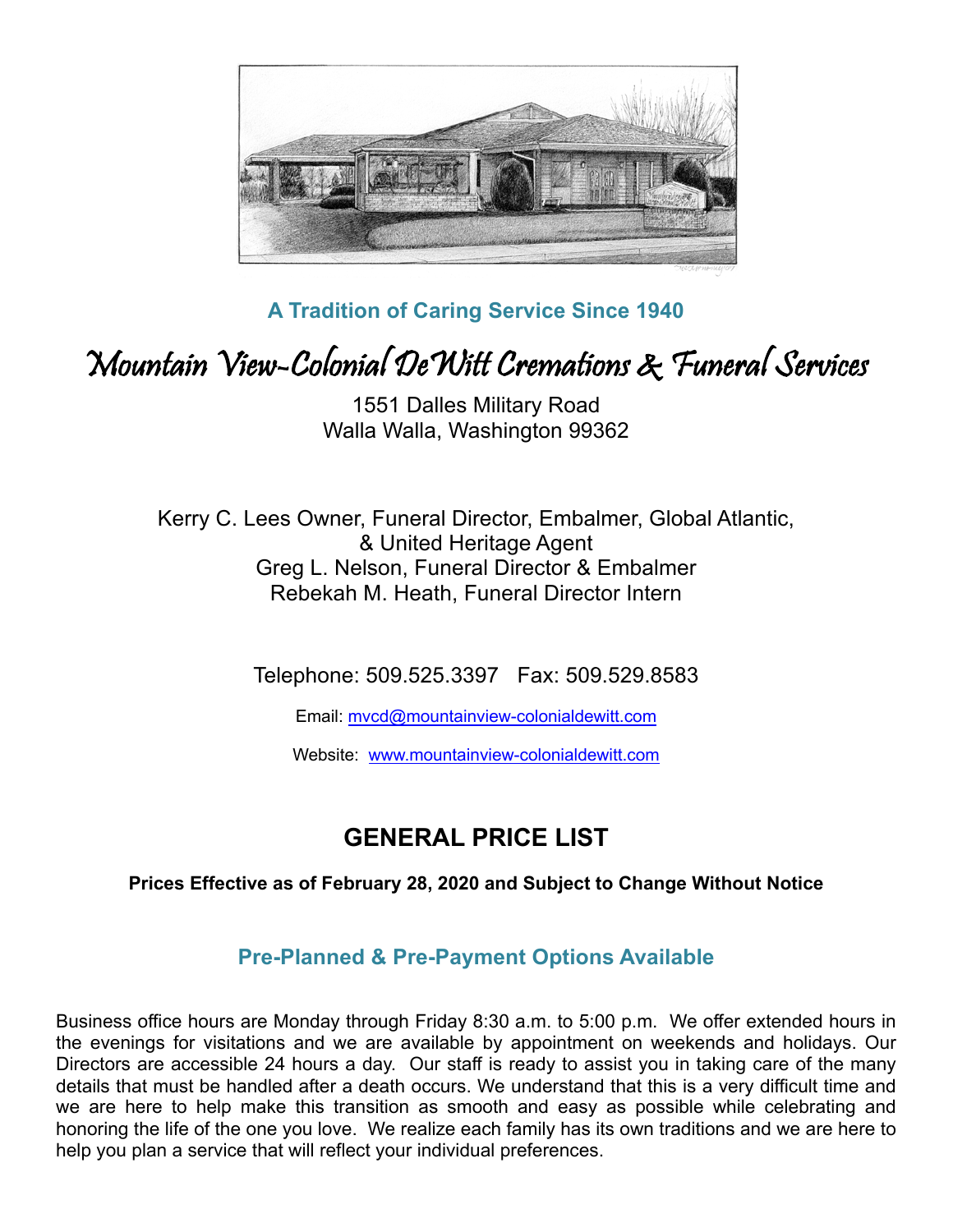**A Tradition of Caring Service Since 1940**

# Mountain View-Colonial DeWitt Cremations & Funeral Services

1551 Dalles Military Road
Walla Walla, Washington 99362

Kerry C. Lees Owner, Funeral Director, Embalmer, Global Atlantic, & United Heritage Agent
Greg L. Nelson, Funeral Director & Embalmer
Rebekah M. Heath, Funeral Director Intern

Telephone: 509.525.3397   Fax: 509.529.8583

Email: mvcd@mountainview-colonialdewitt.com

Website: www.mountainview-colonialdewitt.com

## GENERAL PRICE LIST

**Prices Effective as of February 28, 2020 and Subject to Change Without Notice**

### Pre-Planned & Pre-Payment Options Available

Business office hours are Monday through Friday 8:30 a.m. to 5:00 p.m. We offer extended hours in the evenings for visitations and we are available by appointment on weekends and holidays. Our Directors are accessible 24 hours a day. Our staff is ready to assist you in taking care of the many details that must be handled after a death occurs. We understand that this is a very difficult time and we are here to help make this transition as smooth and easy as possible while celebrating and honoring the life of the one you love. We realize each family has its own traditions and we are here to help you plan a service that will reflect your individual preferences.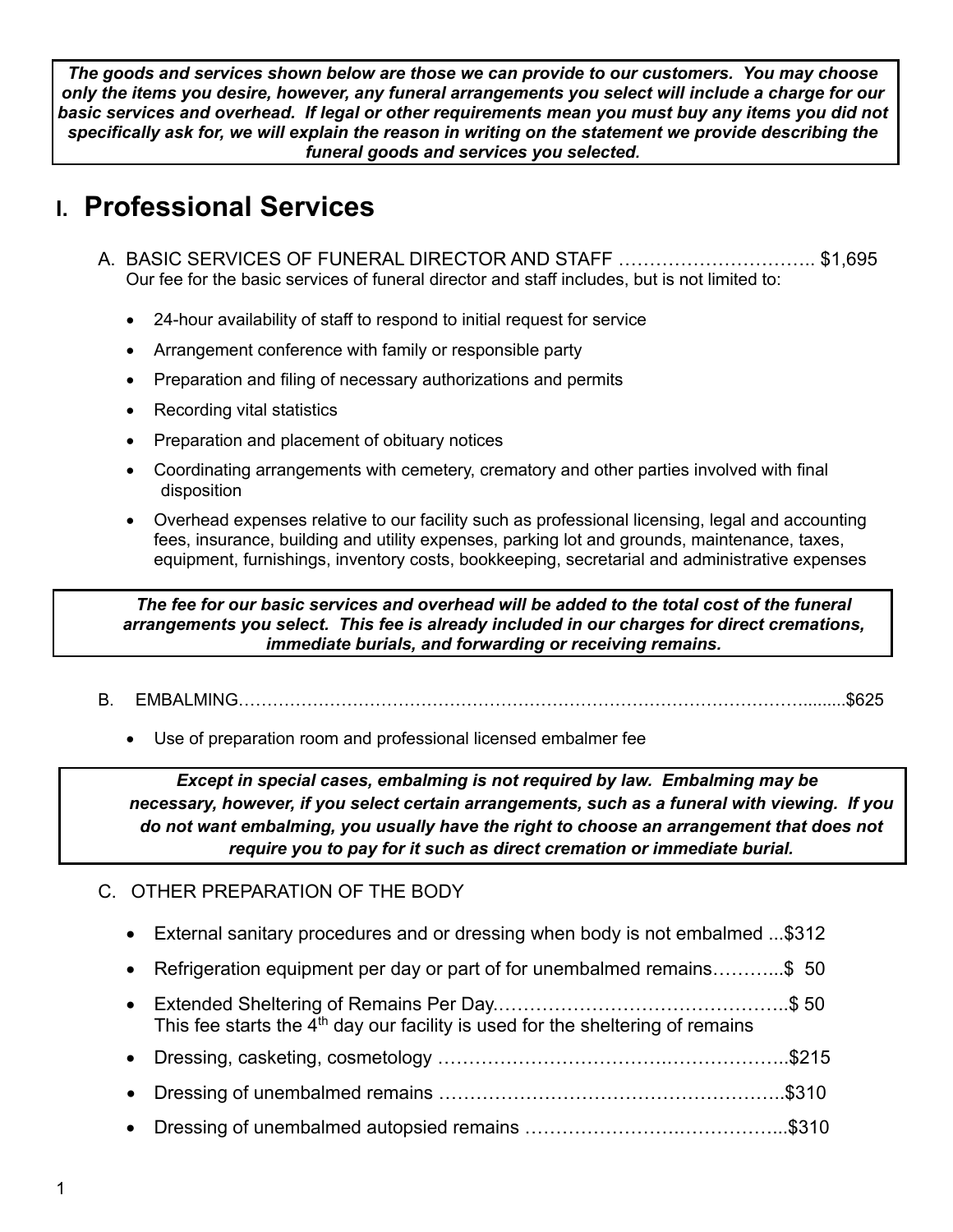***The goods and services shown below are those we can provide to our customers. You may choose only the items you desire, however, any funeral arrangements you select will include a charge for our basic services and overhead. If legal or other requirements mean you must buy any items you did not specifically ask for, we will explain the reason in writing on the statement we provide describing the funeral goods and services you selected.***

# I. Professional Services

A. BASIC SERVICES OF FUNERAL DIRECTOR AND STAFF ………………………….. $1,695
Our fee for the basic services of funeral director and staff includes, but is not limited to:

- 24-hour availability of staff to respond to initial request for service
- Arrangement conference with family or responsible party
- Preparation and filing of necessary authorizations and permits
- Recording vital statistics
- Preparation and placement of obituary notices
- Coordinating arrangements with cemetery, crematory and other parties involved with final disposition
- Overhead expenses relative to our facility such as professional licensing, legal and accounting fees, insurance, building and utility expenses, parking lot and grounds, maintenance, taxes, equipment, furnishings, inventory costs, bookkeeping, secretarial and administrative expenses

***The fee for our basic services and overhead will be added to the total cost of the funeral arrangements you select. This fee is already included in our charges for direct cremations, immediate burials, and forwarding or receiving remains.***

B. EMBALMING……………………………………………………………………………………….........$625

- Use of preparation room and professional licensed embalmer fee

***Except in special cases, embalming is not required by law. Embalming may be necessary, however, if you select certain arrangements, such as a funeral with viewing. If you do not want embalming, you usually have the right to choose an arrangement that does not require you to pay for it such as direct cremation or immediate burial.***

C. OTHER PREPARATION OF THE BODY

- External sanitary procedures and or dressing when body is not embalmed ...$312
- Refrigeration equipment per day or part of for unembalmed remains………...$ 50
- Extended Sheltering of Remains Per Day.………………………………………..$ 50
  This fee starts the 4th day our facility is used for the sheltering of remains
- Dressing, casketing, cosmetology ……………………………….……………..$215
- Dressing of unembalmed remains ……………………………………………..$310
- Dressing of unembalmed autopsied remains …………………….……………..$310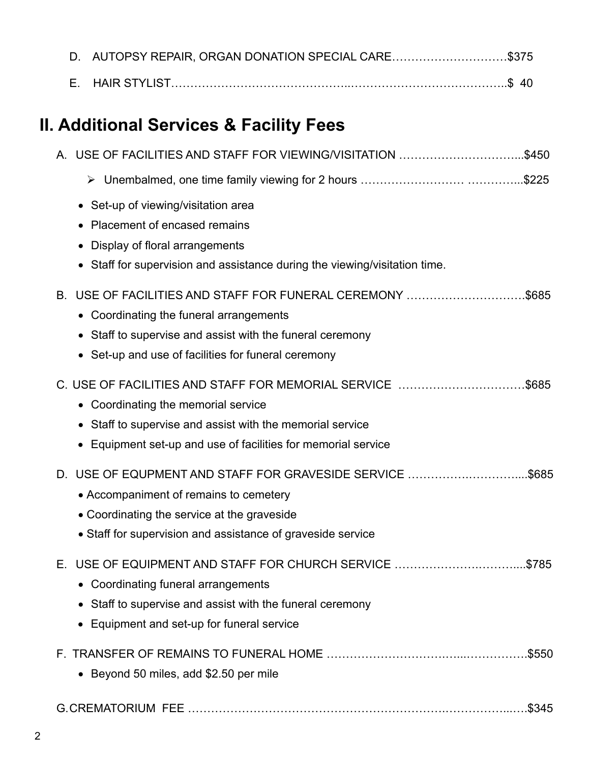D. AUTOPSY REPAIR, ORGAN DONATION SPECIAL CARE…………………………$375

E. HAIR STYLIST……………………………………..…………………….…………….$ 40

## II. Additional Services & Facility Fees

A. USE OF FACILITIES AND STAFF FOR VIEWING/VISITATION …………………………...$450

- ➢ Unembalmed, one time family viewing for 2 hours …………………… …………...$225

- Set-up of viewing/visitation area
- Placement of encased remains
- Display of floral arrangements
- Staff for supervision and assistance during the viewing/visitation time.

B. USE OF FACILITIES AND STAFF FOR FUNERAL CEREMONY ………………………….$685

- Coordinating the funeral arrangements
- Staff to supervise and assist with the funeral ceremony
- Set-up and use of facilities for funeral ceremony

C. USE OF FACILITIES AND STAFF FOR MEMORIAL SERVICE ……………………………$685

- Coordinating the memorial service
- Staff to supervise and assist with the memorial service
- Equipment set-up and use of facilities for memorial service

D. USE OF EQUPMENT AND STAFF FOR GRAVESIDE SERVICE …………….………....$685

- Accompaniment of remains to cemetery
- Coordinating the service at the graveside
- Staff for supervision and assistance of graveside service

E. USE OF EQUIPMENT AND STAFF FOR CHURCH SERVICE ………………..………....$785

- Coordinating funeral arrangements
- Staff to supervise and assist with the funeral ceremony
- Equipment and set-up for funeral service

F. TRANSFER OF REMAINS TO FUNERAL HOME …………………………...…………….$550

- Beyond 50 miles, add $2.50 per mile

G. CREMATORIUM FEE ………………………………………………………….……………...….$345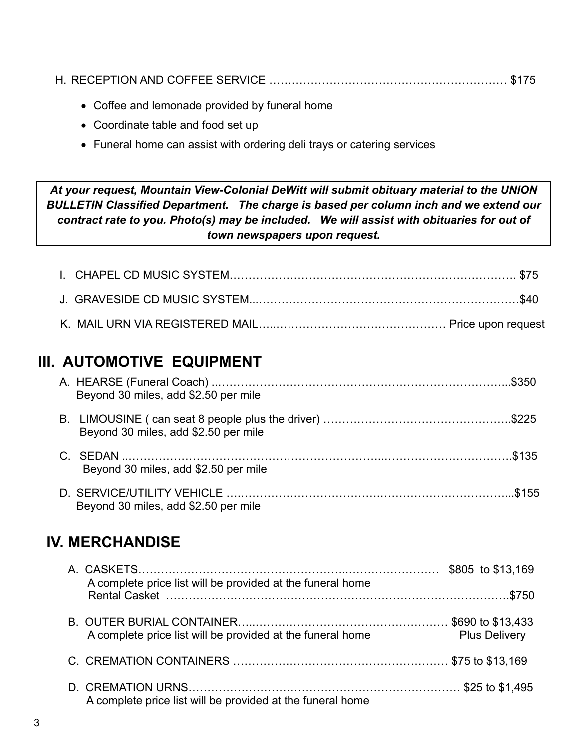H. RECEPTION AND COFFEE SERVICE ………………………………………………………… $175

- Coffee and lemonade provided by funeral home
- Coordinate table and food set up
- Funeral home can assist with ordering deli trays or catering services

***At your request, Mountain View-Colonial DeWitt will submit obituary material to the UNION BULLETIN Classified Department. The charge is based per column inch and we extend our contract rate to you. Photo(s) may be included. We will assist with obituaries for out of town newspapers upon request.***

I. CHAPEL CD MUSIC SYSTEM………………………………………………………………. $75

J. GRAVESIDE CD MUSIC SYSTEM...…………………………………………………………$40

K. MAIL URN VIA REGISTERED MAIL…..……………………………………… Price upon request

## III. AUTOMOTIVE EQUIPMENT

A. HEARSE (Funeral Coach) ..…………………………………………………………………...$350
Beyond 30 miles, add $2.50 per mile

B. LIMOUSINE ( can seat 8 people plus the driver) …………………………………………..$225
Beyond 30 miles, add $2.50 per mile

C. SEDAN ..……………………………………………………..……………………………..$135
Beyond 30 miles, add $2.50 per mile

D. SERVICE/UTILITY VEHICLE ….…………………………….……………………………...$155
Beyond 30 miles, add $2.50 per mile

## IV. MERCHANDISE

A. CASKETS……………………………………………..…………………… $805 to $13,169
A complete price list will be provided at the funeral home
Rental Casket …………………………………………………………………………$750

B. OUTER BURIAL CONTAINER…..……………………………………………… $690 to $13,433
A complete price list will be provided at the funeral home Plus Delivery

C. CREMATION CONTAINERS ………………………………………………… $75 to $13,169

D. CREMATION URNS…………………………………………………………… $25 to $1,495
A complete price list will be provided at the funeral home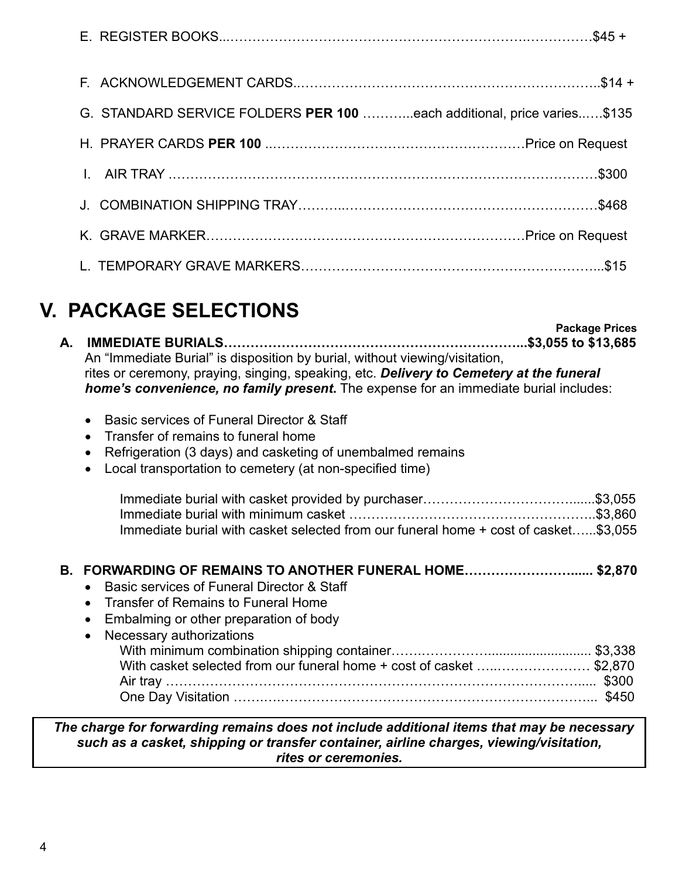E. REGISTER BOOKS.......................................................................................$45 +

F. ACKNOWLEDGEMENT CARDS...........................................................................$14 +

G. STANDARD SERVICE FOLDERS **PER 100** ............each additional, price varies......$135

H. PRAYER CARDS **PER 100** ....................................................................Price on Request

I. AIR TRAY ...........................................................................................................$300

J. COMBINATION SHIPPING TRAY............................................................................$468

K. GRAVE MARKER..............................................................................Price on Request

L. TEMPORARY GRAVE MARKERS...............................................................................$15

# V. PACKAGE SELECTIONS

**Package Prices**

**A. IMMEDIATE BURIALS...................................................................$3,055 to $13,685**

An "Immediate Burial" is disposition by burial, without viewing/visitation, rites or ceremony, praying, singing, speaking, etc. ***Delivery to Cemetery at the funeral home's convenience, no family present.*** The expense for an immediate burial includes:

- Basic services of Funeral Director & Staff
- Transfer of remains to funeral home
- Refrigeration (3 days) and casketing of unembalmed remains
- Local transportation to cemetery (at non-specified time)

Immediate burial with casket provided by purchaser.........................................$3,055
Immediate burial with minimum casket ..............................................................$3,860
Immediate burial with casket selected from our funeral home + cost of casket......$3,055

**B. FORWARDING OF REMAINS TO ANOTHER FUNERAL HOME............................... $2,870**

- Basic services of Funeral Director & Staff
- Transfer of Remains to Funeral Home
- Embalming or other preparation of body
- Necessary authorizations

With minimum combination shipping container................................................ $3,338
With casket selected from our funeral home + cost of casket ........................... $2,870
Air tray ................................................................................................... $300
One Day Visitation ................................................................................... $450

***The charge for forwarding remains does not include additional items that may be necessary such as a casket, shipping or transfer container, airline charges, viewing/visitation, rites or ceremonies.***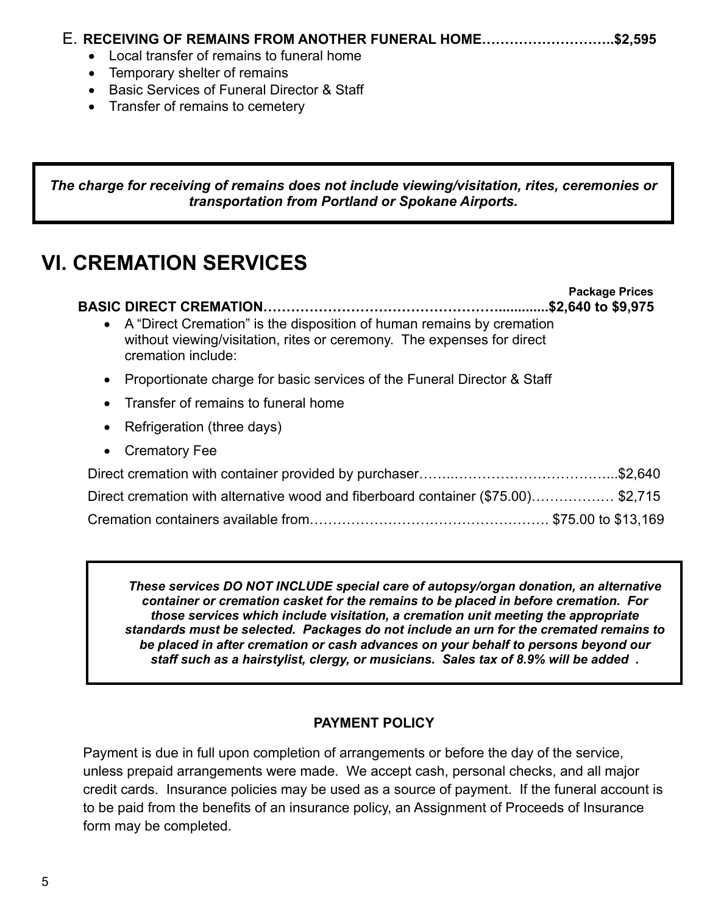E. **RECEIVING OF REMAINS FROM ANOTHER FUNERAL HOME………………………..$2,595**

- Local transfer of remains to funeral home
- Temporary shelter of remains
- Basic Services of Funeral Director & Staff
- Transfer of remains to cemetery

***The charge for receiving of remains does not include viewing/visitation, rites, ceremonies or transportation from Portland or Spokane Airports.***

# VI. CREMATION SERVICES

**Package Prices**

**BASIC DIRECT CREMATION……………………………………………............$2,640 to $9,975**

- A "Direct Cremation" is the disposition of human remains by cremation without viewing/visitation, rites or ceremony. The expenses for direct cremation include:
- Proportionate charge for basic services of the Funeral Director & Staff
- Transfer of remains to funeral home
- Refrigeration (three days)
- Crematory Fee

Direct cremation with container provided by purchaser……..……………………………..$2,640

Direct cremation with alternative wood and fiberboard container ($75.00)……………… $2,715

Cremation containers available from……………………………………………. $75.00 to $13,169

***These services DO NOT INCLUDE special care of autopsy/organ donation, an alternative container or cremation casket for the remains to be placed in before cremation. For those services which include visitation, a cremation unit meeting the appropriate standards must be selected. Packages do not include an urn for the cremated remains to be placed in after cremation or cash advances on your behalf to persons beyond our staff such as a hairstylist, clergy, or musicians. Sales tax of 8.9% will be added .***

**PAYMENT POLICY**

Payment is due in full upon completion of arrangements or before the day of the service, unless prepaid arrangements were made. We accept cash, personal checks, and all major credit cards. Insurance policies may be used as a source of payment. If the funeral account is to be paid from the benefits of an insurance policy, an Assignment of Proceeds of Insurance form may be completed.